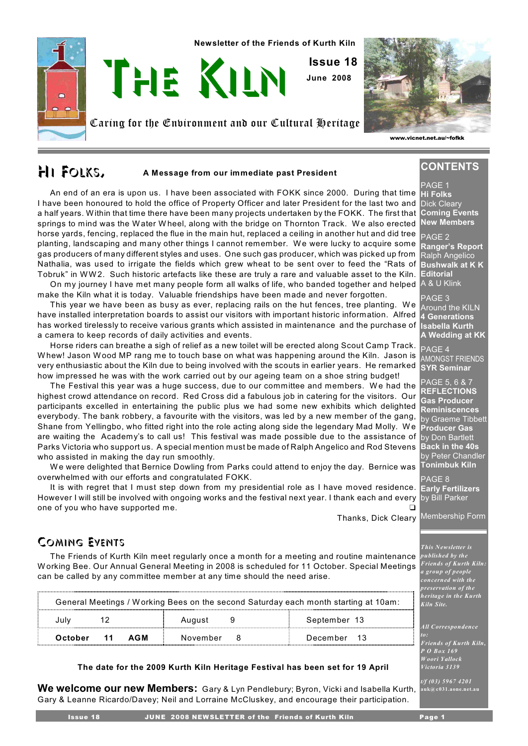Newsletter of the Friends of Kurth Kiln

# The Kiln

**Issue 18**

**June 2008**

Caring for the Environment and our Cultural Heritage

www.vicnet.net.au/~fofkk

## Hi Folks,

**A Message from our immediate past President**

An end of an era is upon us. I have been associated with FOKK since 2000. During that time I have been honoured to hold the office of Property Officer and later President for the last two and a half years. Within that time there have been many projects undertaken by the FOKK. The first that springs to mind was the Water Wheel, along with the bridge on Thornton Track. We also erected horse yards, fencing, replaced the flue in the main hut, replaced a ceiling in another hut and did tree planting, landscaping and many other things I cannot remember. We were lucky to acquire some gas producers of many different styles and uses. One such gas producer, which was picked up from Nathalia, was used to irrigate the fields which grew wheat to be sent over to feed the "Rats of Tobruk" in WW2. Such historic artefacts like these are truly a rare and valuable asset to the Kiln.

On my journey I have met many people form all walks of life, who banded together and helped make the Kiln what it is today. Valuable friendships have been made and never forgotten.

This year we have been as busy as ever, replacing rails on the hut fences, tree planting. We have installed interpretation boards to assist our visitors with important historic information. Alfred has worked tirelessly to receive various grants which assisted in maintenance and the purchase of a camera to keep records of daily activities and events.

Horse riders can breathe a sigh of relief as a new toilet will be erected along Scout Camp Track. Whew! Jason Wood MP rang me to touch base on what was happening around the Kiln. Jason is very enthusiastic about the Kiln due to being involved with the scouts in earlier years. He remarked how impressed he was with the work carried out by our ageing team on a shoe string budget!

The Festival this year was a huge success, due to our committee and members. We had the highest crowd attendance on record. Red Cross did a fabulous job in catering for the visitors. Our participants excelled in entertaining the public plus we had some new exhibits which delighted everybody. The bank robbery, a favourite with the visitors, was led by a new member of the gang, Shane from Yellingbo, who fitted right into the role acting along side the legendary Mad Molly. We are waiting the Academy's to call us! This festival was made possible due to the assistance of Parks Victoria who support us. A special mention must be made of Ralph Angelico and Rod Stevens who assisted in making the day run smoothly.

We were delighted that Bernice Dowling from Parks could attend to enjoy the day. Bernice was overwhelmed with our efforts and congratulated FOKK.

It is with regret that I must step down from my presidential role as I have moved residence. However I will still be involved with ongoing works and the festival next year. I thank each and every one of you who have supported me. ❑

Thanks, Dick Cleary

## Coming Events

The Friends of Kurth Kiln meet regularly once a month for a meeting and routine maintenance Working Bee. Our Annual General Meeting in 2008 is scheduled for 11 October. Special Meetings can be called by any committee member at any time should the need arise.

| General Meetings / Working Bees on the second Saturday each month starting at 10am: | | |
|---|---|---|
| July 12 | August 9 | September 13 |
| **October 11 AGM** | November 8 | December 13 |

**The date for the 2009 Kurth Kiln Heritage Festival has been set for 19 April**

**We welcome our new Members:** Gary & Lyn Pendlebury; Byron, Vicki and Isabella Kurth, Gary & Leanne Ricardo/Davey; Neil and Lorraine McCluskey, and encourage their participation.

## CONTENTS

PAGE 1
**Hi Folks**
Dick Cleary
**Coming Events**
**New Members**

PAGE 2
**Ranger's Report**
Ralph Angelico
**Bushwalk at K K**
**Editorial**
A & U Klink

PAGE 3
Around the KILN
**4 Generations**
**Isabella Kurth**
**A Wedding at KK**

PAGE 4
AMONGST FRIENDS
**SYR Seminar**

PAGE 5, 6 & 7
**REFLECTIONS**
**Gas Producer Reminiscences**
by Graeme Tibbett
**Producer Gas**
by Don Bartlett
**Back in the 40s**
by Peter Chandler
**Tonimbuk Kiln**

PAGE 8
**Early Fertilizers**
by Bill Parker

Membership Form

*This Newsletter is published by the Friends of Kurth Kiln: a group of people concerned with the preservation of the heritage in the Kurth Kiln Site.*

*All Correspondence to:*
*Friends of Kurth Kiln, P O Box 169 Woori Yallock Victoria 3139*

*t/f (03) 5967 4201*
auk@c031.aone.net.au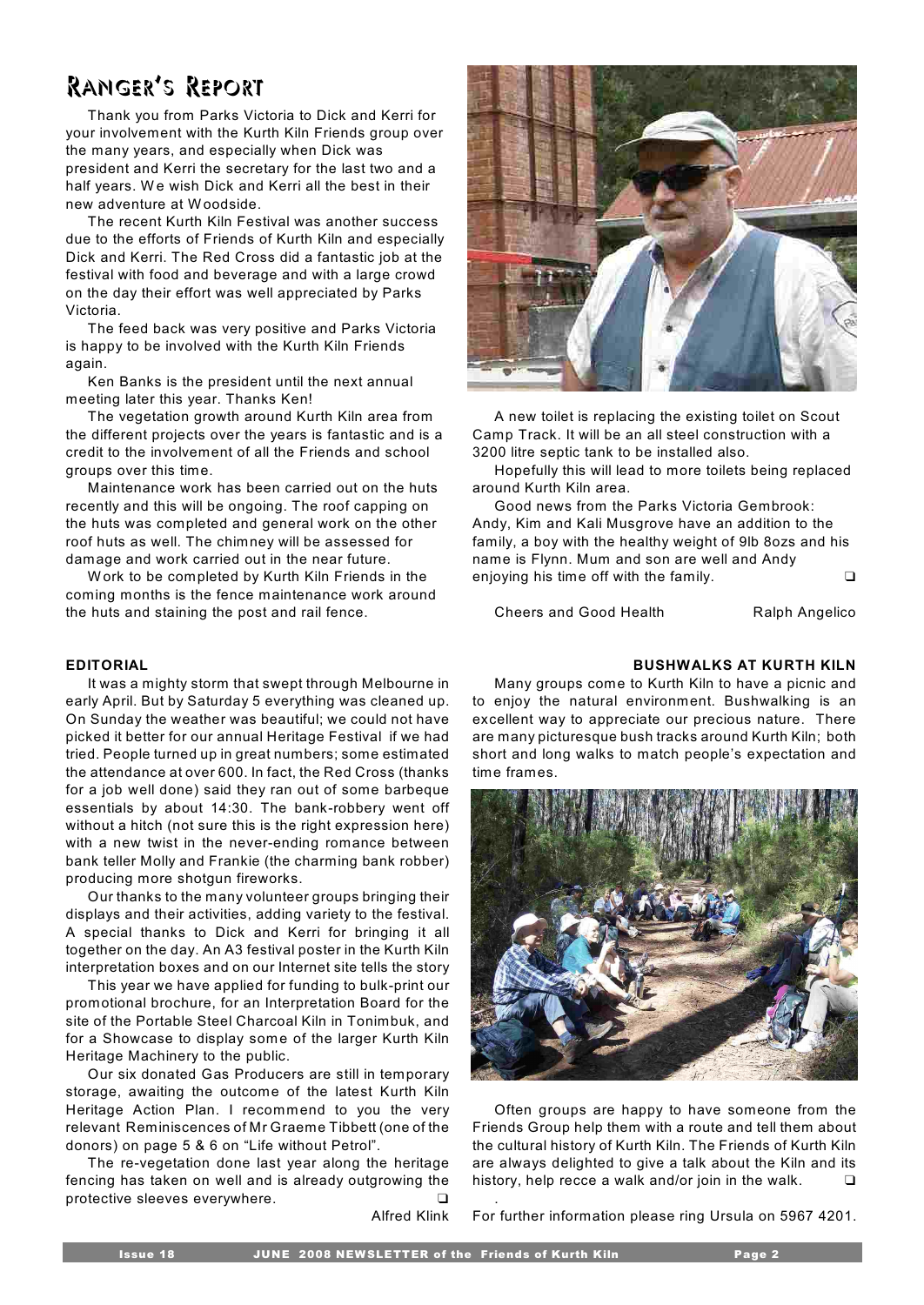# Ranger's Report

Thank you from Parks Victoria to Dick and Kerri for your involvement with the Kurth Kiln Friends group over the many years, and especially when Dick was president and Kerri the secretary for the last two and a half years. We wish Dick and Kerri all the best in their new adventure at Woodside.

The recent Kurth Kiln Festival was another success due to the efforts of Friends of Kurth Kiln and especially Dick and Kerri. The Red Cross did a fantastic job at the festival with food and beverage and with a large crowd on the day their effort was well appreciated by Parks Victoria.

The feed back was very positive and Parks Victoria is happy to be involved with the Kurth Kiln Friends again.

Ken Banks is the president until the next annual meeting later this year. Thanks Ken!

The vegetation growth around Kurth Kiln area from the different projects over the years is fantastic and is a credit to the involvement of all the Friends and school groups over this time.

Maintenance work has been carried out on the huts recently and this will be ongoing. The roof capping on the huts was completed and general work on the other roof huts as well. The chimney will be assessed for damage and work carried out in the near future.

Work to be completed by Kurth Kiln Friends in the coming months is the fence maintenance work around the huts and staining the post and rail fence.

A new toilet is replacing the existing toilet on Scout Camp Track. It will be an all steel construction with a 3200 litre septic tank to be installed also.

Hopefully this will lead to more toilets being replaced around Kurth Kiln area.

Good news from the Parks Victoria Gembrook: Andy, Kim and Kali Musgrove have an addition to the family, a boy with the healthy weight of 9lb 8ozs and his name is Flynn. Mum and son are well and Andy enjoying his time off with the family. ❑

Cheers and Good Health — Ralph Angelico

## EDITORIAL

It was a mighty storm that swept through Melbourne in early April. But by Saturday 5 everything was cleaned up. On Sunday the weather was beautiful; we could not have picked it better for our annual Heritage Festival if we had tried. People turned up in great numbers; some estimated the attendance at over 600. In fact, the Red Cross (thanks for a job well done) said they ran out of some barbeque essentials by about 14:30. The bank-robbery went off without a hitch (not sure this is the right expression here) with a new twist in the never-ending romance between bank teller Molly and Frankie (the charming bank robber) producing more shotgun fireworks.

Our thanks to the many volunteer groups bringing their displays and their activities, adding variety to the festival. A special thanks to Dick and Kerri for bringing it all together on the day. An A3 festival poster in the Kurth Kiln interpretation boxes and on our Internet site tells the story

This year we have applied for funding to bulk-print our promotional brochure, for an Interpretation Board for the site of the Portable Steel Charcoal Kiln in Tonimbuk, and for a Showcase to display some of the larger Kurth Kiln Heritage Machinery to the public.

Our six donated Gas Producers are still in temporary storage, awaiting the outcome of the latest Kurth Kiln Heritage Action Plan. I recommend to you the very relevant Reminiscences of Mr Graeme Tibbett (one of the donors) on page 5 & 6 on "Life without Petrol".

The re-vegetation done last year along the heritage fencing has taken on well and is already outgrowing the protective sleeves everywhere. ❑

Alfred Klink

## BUSHWALKS AT KURTH KILN

Many groups come to Kurth Kiln to have a picnic and to enjoy the natural environment. Bushwalking is an excellent way to appreciate our precious nature. There are many picturesque bush tracks around Kurth Kiln; both short and long walks to match people's expectation and time frames.

Often groups are happy to have someone from the Friends Group help them with a route and tell them about the cultural history of Kurth Kiln. The Friends of Kurth Kiln are always delighted to give a talk about the Kiln and its history, help recce a walk and/or join in the walk. ❑

For further information please ring Ursula on 5967 4201.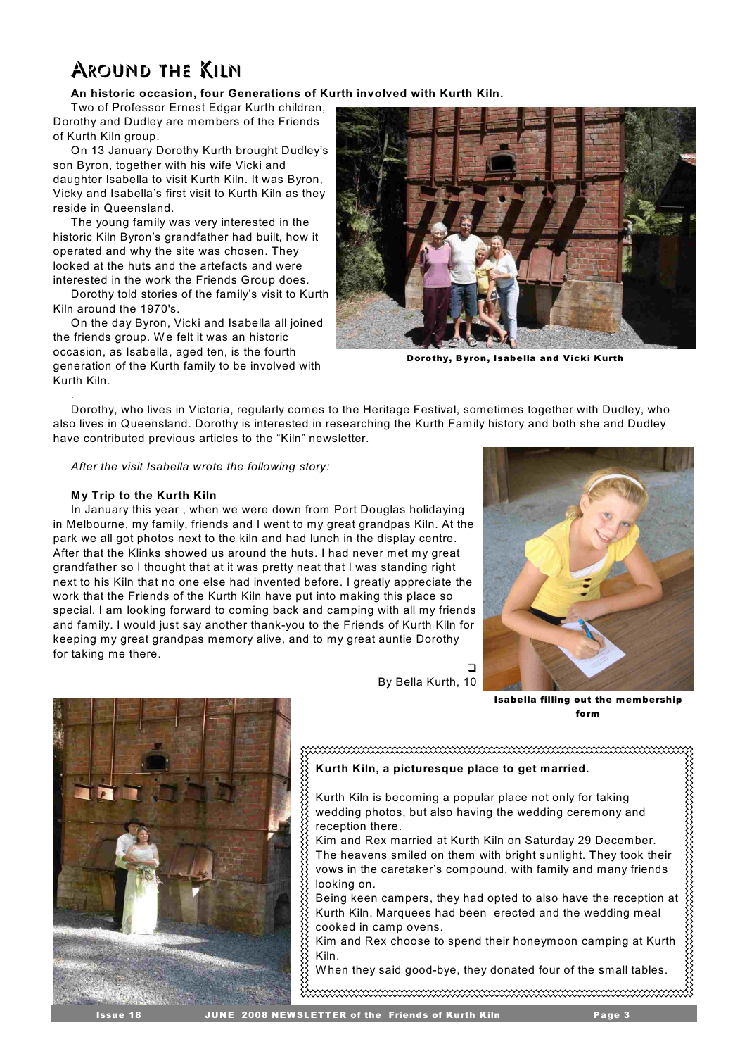# Around the Kiln

**An historic occasion, four Generations of Kurth involved with Kurth Kiln.**

Two of Professor Ernest Edgar Kurth children, Dorothy and Dudley are members of the Friends of Kurth Kiln group.

On 13 January Dorothy Kurth brought Dudley's son Byron, together with his wife Vicki and daughter Isabella to visit Kurth Kiln. It was Byron, Vicky and Isabella's first visit to Kurth Kiln as they reside in Queensland.

The young family was very interested in the historic Kiln Byron's grandfather had built, how it operated and why the site was chosen. They looked at the huts and the artefacts and were interested in the work the Friends Group does.

Dorothy told stories of the family's visit to Kurth Kiln around the 1970's.

On the day Byron, Vicki and Isabella all joined the friends group. We felt it was an historic occasion, as Isabella, aged ten, is the fourth generation of the Kurth family to be involved with Kurth Kiln.

**Dorothy, Byron, Isabella and Vicki Kurth**

Dorothy, who lives in Victoria, regularly comes to the Heritage Festival, sometimes together with Dudley, who also lives in Queensland. Dorothy is interested in researching the Kurth Family history and both she and Dudley have contributed previous articles to the "Kiln" newsletter.

*After the visit Isabella wrote the following story:*

**My Trip to the Kurth Kiln**

In January this year , when we were down from Port Douglas holidaying in Melbourne, my family, friends and I went to my great grandpas Kiln. At the park we all got photos next to the kiln and had lunch in the display centre. After that the Klinks showed us around the huts. I had never met my great grandfather so I thought that at it was pretty neat that I was standing right next to his Kiln that no one else had invented before. I greatly appreciate the work that the Friends of the Kurth Kiln have put into making this place so special. I am looking forward to coming back and camping with all my friends and family. I would just say another thank-you to the Friends of Kurth Kiln for keeping my great grandpas memory alive, and to my great auntie Dorothy for taking me there.

❑

By Bella Kurth, 10

**Isabella filling out the membership form**

**Kurth Kiln, a picturesque place to get married.**

Kurth Kiln is becoming a popular place not only for taking wedding photos, but also having the wedding ceremony and reception there.

Kim and Rex married at Kurth Kiln on Saturday 29 December. The heavens smiled on them with bright sunlight. They took their vows in the caretaker's compound, with family and many friends looking on.

Being keen campers, they had opted to also have the reception at Kurth Kiln. Marquees had been erected and the wedding meal cooked in camp ovens.

Kim and Rex choose to spend their honeymoon camping at Kurth Kiln.

When they said good-bye, they donated four of the small tables.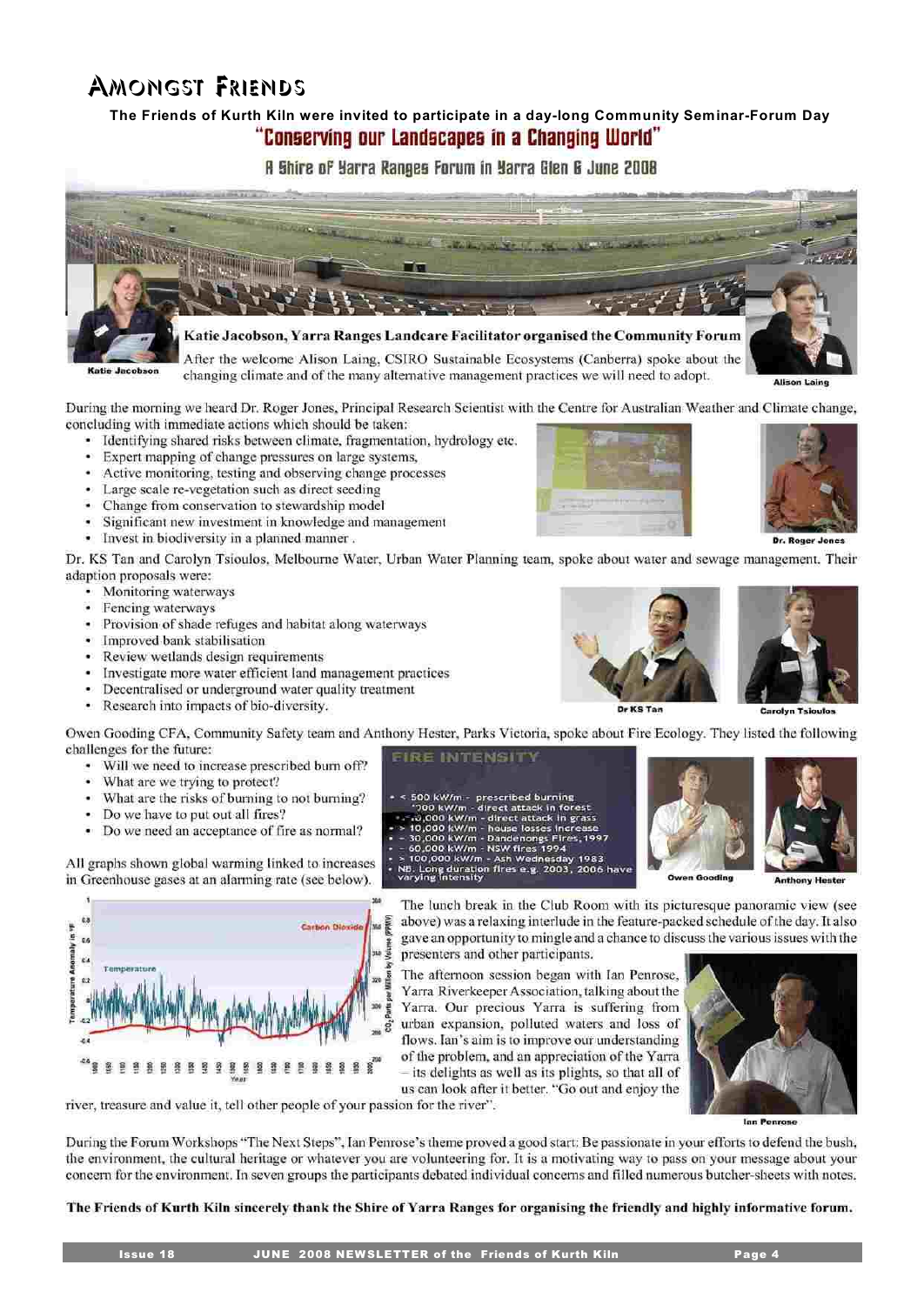# Amongst Friends

**The Friends of Kurth Kiln were invited to participate in a day-long Community Seminar-Forum Day**

## "Conserving our Landscapes in a Changing World"

### A Shire of Yarra Ranges Forum in Yarra Glen 6 June 2008

Katie Jacobson

**Katie Jacobson, Yarra Ranges Landcare Facilitator organised the Community Forum**

After the welcome Alison Laing, CSIRO Sustainable Ecosystems (Canberra) spoke about the changing climate and of the many alternative management practices we will need to adopt.

Alison Laing

During the morning we heard Dr. Roger Jones, Principal Research Scientist with the Centre for Australian Weather and Climate change, concluding with immediate actions which should be taken:

- Identifying shared risks between climate, fragmentation, hydrology etc.
- Expert mapping of change pressures on large systems,
- Active monitoring, testing and observing change processes
- Large scale re-vegetation such as direct seeding
- Change from conservation to stewardship model
- Significant new investment in knowledge and management
- Invest in biodiversity in a planned manner .

Dr. Roger Jones

Dr. KS Tan and Carolyn Tsioulos, Melbourne Water, Urban Water Planning team, spoke about water and sewage management. Their adaption proposals were:

- Monitoring waterways
- Fencing waterways
- Provision of shade refuges and habitat along waterways
- Improved bank stabilisation
- Review wetlands design requirements
- Investigate more water efficient land management practices
- Decentralised or underground water quality treatment
- Research into impacts of bio-diversity.

Dr KS Tan

Carolyn Tsioulos

Owen Gooding CFA, Community Safety team and Anthony Hester, Parks Victoria, spoke about Fire Ecology. They listed the following challenges for the future:

- Will we need to increase prescribed burn off?
- What are we trying to protect?
- What are the risks of burning to not burning?
- Do we have to put out all fires?
- Do we need an acceptance of fire as normal?

FIRE INTENSITY

- < 500 kW/m - prescribed burning
- ~2000 kW/m - direct attack in forest
- ~10,000 kW/m - direct attack in grass
- > 10,000 kW/m - house losses increase
- ~ 30,000 kW/m - Dandenongs Fires, 1997
- ~ 60,000 kW/m - NSW fires 1994
- > 100,000 kW/m - Ash Wednesday 1983
- NB. Long duration fires e.g. 2003, 2006 have varying intensity

Owen Gooding

Anthony Hester

All graphs shown global warming linked to increases in Greenhouse gases at an alarming rate (see below).

The lunch break in the Club Room with its picturesque panoramic view (see above) was a relaxing interlude in the feature-packed schedule of the day. It also gave an opportunity to mingle and a chance to discuss the various issues with the presenters and other participants.

The afternoon session began with Ian Penrose, Yarra Riverkeeper Association, talking about the Yarra. Our precious Yarra is suffering from urban expansion, polluted waters and loss of flows. Ian's aim is to improve our understanding of the problem, and an appreciation of the Yarra – its delights as well as its plights, so that all of us can look after it better. "Go out and enjoy the river, treasure and value it, tell other people of your passion for the river".

Ian Penrose

During the Forum Workshops "The Next Steps", Ian Penrose's theme proved a good start: Be passionate in your efforts to defend the bush, the environment, the cultural heritage or whatever you are volunteering for. It is a motivating way to pass on your message about your concern for the environment. In seven groups the participants debated individual concerns and filled numerous butcher-sheets with notes.

**The Friends of Kurth Kiln sincerely thank the Shire of Yarra Ranges for organising the friendly and highly informative forum.**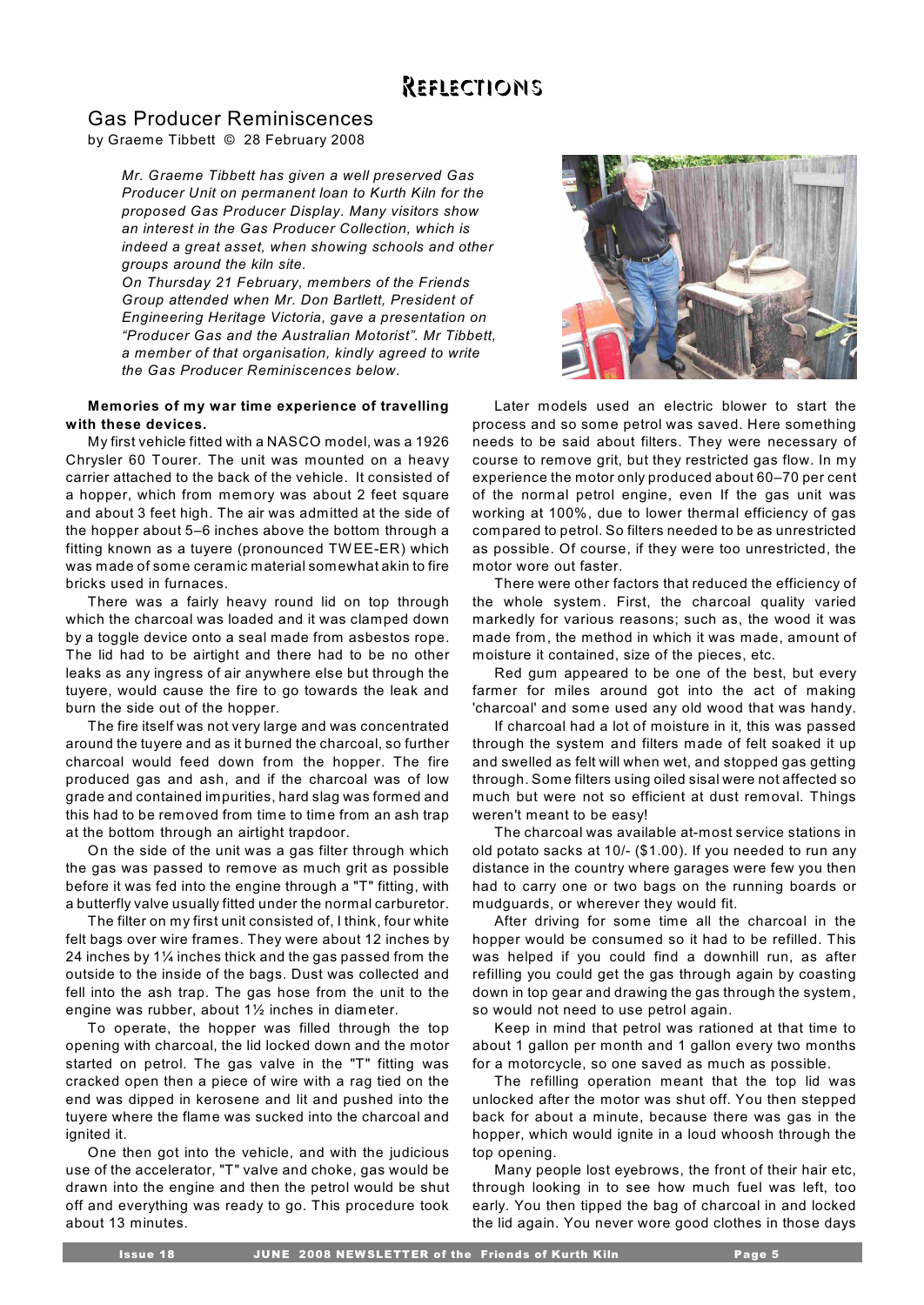# Reflections

## Gas Producer Reminiscences

by Graeme Tibbett © 28 February 2008

*Mr. Graeme Tibbett has given a well preserved Gas Producer Unit on permanent loan to Kurth Kiln for the proposed Gas Producer Display. Many visitors show an interest in the Gas Producer Collection, which is indeed a great asset, when showing schools and other groups around the kiln site.*

*On Thursday 21 February, members of the Friends Group attended when Mr. Don Bartlett, President of Engineering Heritage Victoria, gave a presentation on "Producer Gas and the Australian Motorist". Mr Tibbett, a member of that organisation, kindly agreed to write the Gas Producer Reminiscences below.*

**Memories of my war time experience of travelling with these devices.**

My first vehicle fitted with a NASCO model, was a 1926 Chrysler 60 Tourer. The unit was mounted on a heavy carrier attached to the back of the vehicle. It consisted of a hopper, which from memory was about 2 feet square and about 3 feet high. The air was admitted at the side of the hopper about 5–6 inches above the bottom through a fitting known as a tuyere (pronounced TWEE-ER) which was made of some ceramic material somewhat akin to fire bricks used in furnaces.

There was a fairly heavy round lid on top through which the charcoal was loaded and it was clamped down by a toggle device onto a seal made from asbestos rope. The lid had to be airtight and there had to be no other leaks as any ingress of air anywhere else but through the tuyere, would cause the fire to go towards the leak and burn the side out of the hopper.

The fire itself was not very large and was concentrated around the tuyere and as it burned the charcoal, so further charcoal would feed down from the hopper. The fire produced gas and ash, and if the charcoal was of low grade and contained impurities, hard slag was formed and this had to be removed from time to time from an ash trap at the bottom through an airtight trapdoor.

On the side of the unit was a gas filter through which the gas was passed to remove as much grit as possible before it was fed into the engine through a "T" fitting, with a butterfly valve usually fitted under the normal carburetor.

The filter on my first unit consisted of, I think, four white felt bags over wire frames. They were about 12 inches by 24 inches by 1¼ inches thick and the gas passed from the outside to the inside of the bags. Dust was collected and fell into the ash trap. The gas hose from the unit to the engine was rubber, about 1½ inches in diameter.

To operate, the hopper was filled through the top opening with charcoal, the lid locked down and the motor started on petrol. The gas valve in the "T" fitting was cracked open then a piece of wire with a rag tied on the end was dipped in kerosene and lit and pushed into the tuyere where the flame was sucked into the charcoal and ignited it.

One then got into the vehicle, and with the judicious use of the accelerator, "T" valve and choke, gas would be drawn into the engine and then the petrol would be shut off and everything was ready to go. This procedure took about 13 minutes.

Later models used an electric blower to start the process and so some petrol was saved. Here something needs to be said about filters. They were necessary of course to remove grit, but they restricted gas flow. In my experience the motor only produced about 60–70 per cent of the normal petrol engine, even If the gas unit was working at 100%, due to lower thermal efficiency of gas compared to petrol. So filters needed to be as unrestricted as possible. Of course, if they were too unrestricted, the motor wore out faster.

There were other factors that reduced the efficiency of the whole system. First, the charcoal quality varied markedly for various reasons; such as, the wood it was made from, the method in which it was made, amount of moisture it contained, size of the pieces, etc.

Red gum appeared to be one of the best, but every farmer for miles around got into the act of making 'charcoal' and some used any old wood that was handy.

If charcoal had a lot of moisture in it, this was passed through the system and filters made of felt soaked it up and swelled as felt will when wet, and stopped gas getting through. Some filters using oiled sisal were not affected so much but were not so efficient at dust removal. Things weren't meant to be easy!

The charcoal was available at-most service stations in old potato sacks at 10/- ($1.00). If you needed to run any distance in the country where garages were few you then had to carry one or two bags on the running boards or mudguards, or wherever they would fit.

After driving for some time all the charcoal in the hopper would be consumed so it had to be refilled. This was helped if you could find a downhill run, as after refilling you could get the gas through again by coasting down in top gear and drawing the gas through the system, so would not need to use petrol again.

Keep in mind that petrol was rationed at that time to about 1 gallon per month and 1 gallon every two months for a motorcycle, so one saved as much as possible.

The refilling operation meant that the top lid was unlocked after the motor was shut off. You then stepped back for about a minute, because there was gas in the hopper, which would ignite in a loud whoosh through the top opening.

Many people lost eyebrows, the front of their hair etc, through looking in to see how much fuel was left, too early. You then tipped the bag of charcoal in and locked the lid again. You never wore good clothes in those days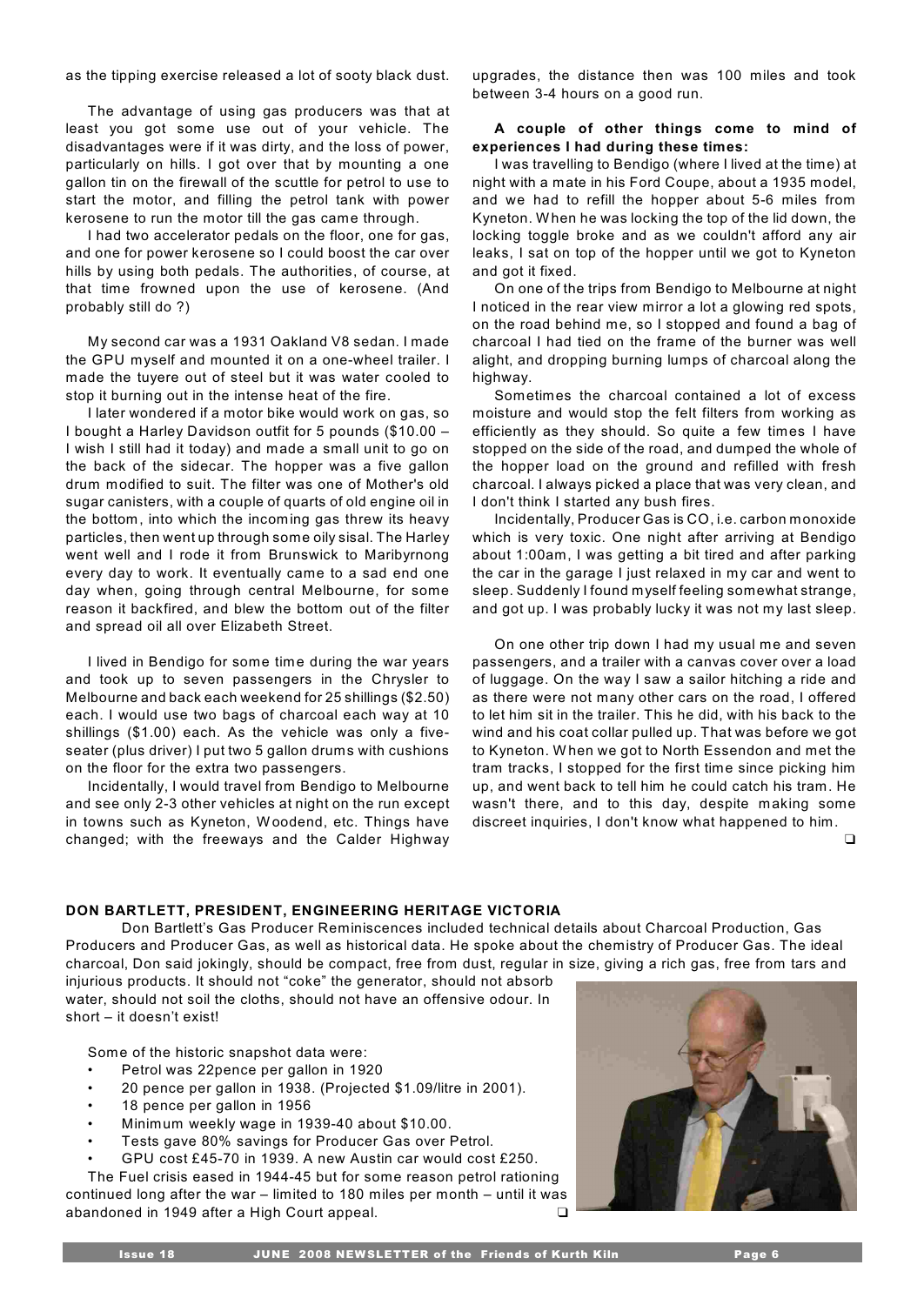as the tipping exercise released a lot of sooty black dust.

The advantage of using gas producers was that at least you got some use out of your vehicle. The disadvantages were if it was dirty, and the loss of power, particularly on hills. I got over that by mounting a one gallon tin on the firewall of the scuttle for petrol to use to start the motor, and filling the petrol tank with power kerosene to run the motor till the gas came through.

I had two accelerator pedals on the floor, one for gas, and one for power kerosene so I could boost the car over hills by using both pedals. The authorities, of course, at that time frowned upon the use of kerosene. (And probably still do ?)

My second car was a 1931 Oakland V8 sedan. I made the GPU myself and mounted it on a one-wheel trailer. I made the tuyere out of steel but it was water cooled to stop it burning out in the intense heat of the fire.

I later wondered if a motor bike would work on gas, so I bought a Harley Davidson outfit for 5 pounds ($10.00 – I wish I still had it today) and made a small unit to go on the back of the sidecar. The hopper was a five gallon drum modified to suit. The filter was one of Mother's old sugar canisters, with a couple of quarts of old engine oil in the bottom, into which the incoming gas threw its heavy particles, then went up through some oily sisal. The Harley went well and I rode it from Brunswick to Maribyrnong every day to work. It eventually came to a sad end one day when, going through central Melbourne, for some reason it backfired, and blew the bottom out of the filter and spread oil all over Elizabeth Street.

I lived in Bendigo for some time during the war years and took up to seven passengers in the Chrysler to Melbourne and back each weekend for 25 shillings ($2.50) each. I would use two bags of charcoal each way at 10 shillings ($1.00) each. As the vehicle was only a five-seater (plus driver) I put two 5 gallon drums with cushions on the floor for the extra two passengers.

Incidentally, I would travel from Bendigo to Melbourne and see only 2-3 other vehicles at night on the run except in towns such as Kyneton, Woodend, etc. Things have changed; with the freeways and the Calder Highway upgrades, the distance then was 100 miles and took between 3-4 hours on a good run.

**A couple of other things come to mind of experiences I had during these times:**

I was travelling to Bendigo (where I lived at the time) at night with a mate in his Ford Coupe, about a 1935 model, and we had to refill the hopper about 5-6 miles from Kyneton. When he was locking the top of the lid down, the locking toggle broke and as we couldn't afford any air leaks, I sat on top of the hopper until we got to Kyneton and got it fixed.

On one of the trips from Bendigo to Melbourne at night I noticed in the rear view mirror a lot a glowing red spots, on the road behind me, so I stopped and found a bag of charcoal I had tied on the frame of the burner was well alight, and dropping burning lumps of charcoal along the highway.

Sometimes the charcoal contained a lot of excess moisture and would stop the felt filters from working as efficiently as they should. So quite a few times I have stopped on the side of the road, and dumped the whole of the hopper load on the ground and refilled with fresh charcoal. I always picked a place that was very clean, and I don't think I started any bush fires.

Incidentally, Producer Gas is CO, i.e. carbon monoxide which is very toxic. One night after arriving at Bendigo about 1:00am, I was getting a bit tired and after parking the car in the garage I just relaxed in my car and went to sleep. Suddenly I found myself feeling somewhat strange, and got up. I was probably lucky it was not my last sleep.

On one other trip down I had my usual me and seven passengers, and a trailer with a canvas cover over a load of luggage. On the way I saw a sailor hitching a ride and as there were not many other cars on the road, I offered to let him sit in the trailer. This he did, with his back to the wind and his coat collar pulled up. That was before we got to Kyneton. When we got to North Essendon and met the tram tracks, I stopped for the first time since picking him up, and went back to tell him he could catch his tram. He wasn't there, and to this day, despite making some discreet inquiries, I don't know what happened to him.

## DON BARTLETT, PRESIDENT, ENGINEERING HERITAGE VICTORIA

Don Bartlett's Gas Producer Reminiscences included technical details about Charcoal Production, Gas Producers and Producer Gas, as well as historical data. He spoke about the chemistry of Producer Gas. The ideal charcoal, Don said jokingly, should be compact, free from dust, regular in size, giving a rich gas, free from tars and injurious products. It should not "coke" the generator, should not absorb water, should not soil the cloths, should not have an offensive odour. In short – it doesn't exist!

Some of the historic snapshot data were:

- Petrol was 22pence per gallon in 1920
- 20 pence per gallon in 1938. (Projected $1.09/litre in 2001).
- 18 pence per gallon in 1956
- Minimum weekly wage in 1939-40 about $10.00.
- Tests gave 80% savings for Producer Gas over Petrol.
- GPU cost £45-70 in 1939. A new Austin car would cost £250.

The Fuel crisis eased in 1944-45 but for some reason petrol rationing continued long after the war – limited to 180 miles per month – until it was abandoned in 1949 after a High Court appeal.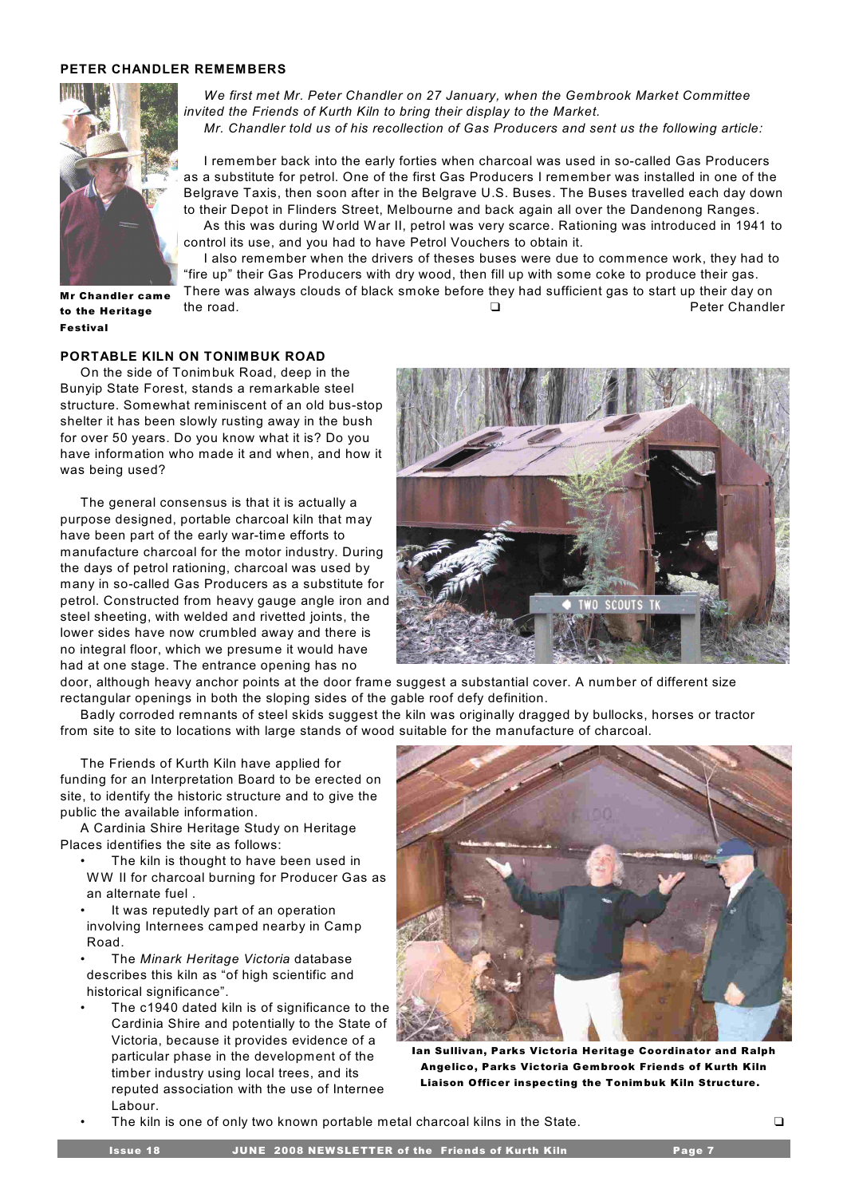## PETER CHANDLER REMEMBERS

*We first met Mr. Peter Chandler on 27 January, when the Gembrook Market Committee invited the Friends of Kurth Kiln to bring their display to the Market.*

*Mr. Chandler told us of his recollection of Gas Producers and sent us the following article:*

I remember back into the early forties when charcoal was used in so-called Gas Producers as a substitute for petrol. One of the first Gas Producers I remember was installed in one of the Belgrave Taxis, then soon after in the Belgrave U.S. Buses. The Buses travelled each day down to their Depot in Flinders Street, Melbourne and back again all over the Dandenong Ranges.

As this was during World War II, petrol was very scarce. Rationing was introduced in 1941 to control its use, and you had to have Petrol Vouchers to obtain it.

I also remember when the drivers of theses buses were due to commence work, they had to "fire up" their Gas Producers with dry wood, then fill up with some coke to produce their gas. There was always clouds of black smoke before they had sufficient gas to start up their day on the road. ❑ Peter Chandler

**Mr Chandler came to the Heritage Festival**

## PORTABLE KILN ON TONIMBUK ROAD

On the side of Tonimbuk Road, deep in the Bunyip State Forest, stands a remarkable steel structure. Somewhat reminiscent of an old bus-stop shelter it has been slowly rusting away in the bush for over 50 years. Do you know what it is? Do you have information who made it and when, and how it was being used?

The general consensus is that it is actually a purpose designed, portable charcoal kiln that may have been part of the early war-time efforts to manufacture charcoal for the motor industry. During the days of petrol rationing, charcoal was used by many in so-called Gas Producers as a substitute for petrol. Constructed from heavy gauge angle iron and steel sheeting, with welded and rivetted joints, the lower sides have now crumbled away and there is no integral floor, which we presume it would have had at one stage. The entrance opening has no door, although heavy anchor points at the door frame suggest a substantial cover. A number of different size rectangular openings in both the sloping sides of the gable roof defy definition.

Badly corroded remnants of steel skids suggest the kiln was originally dragged by bullocks, horses or tractor from site to site to locations with large stands of wood suitable for the manufacture of charcoal.

The Friends of Kurth Kiln have applied for funding for an Interpretation Board to be erected on site, to identify the historic structure and to give the public the available information.

A Cardinia Shire Heritage Study on Heritage Places identifies the site as follows:

- The kiln is thought to have been used in WW II for charcoal burning for Producer Gas as an alternate fuel .
- It was reputedly part of an operation involving Internees camped nearby in Camp Road.
- The *Minark Heritage Victoria* database describes this kiln as "of high scientific and historical significance".
- The c1940 dated kiln is of significance to the Cardinia Shire and potentially to the State of Victoria, because it provides evidence of a particular phase in the development of the timber industry using local trees, and its reputed association with the use of Internee Labour.
- The kiln is one of only two known portable metal charcoal kilns in the State. ❑

**Ian Sullivan, Parks Victoria Heritage Coordinator and Ralph Angelico, Parks Victoria Gembrook Friends of Kurth Kiln Liaison Officer inspecting the Tonimbuk Kiln Structure.**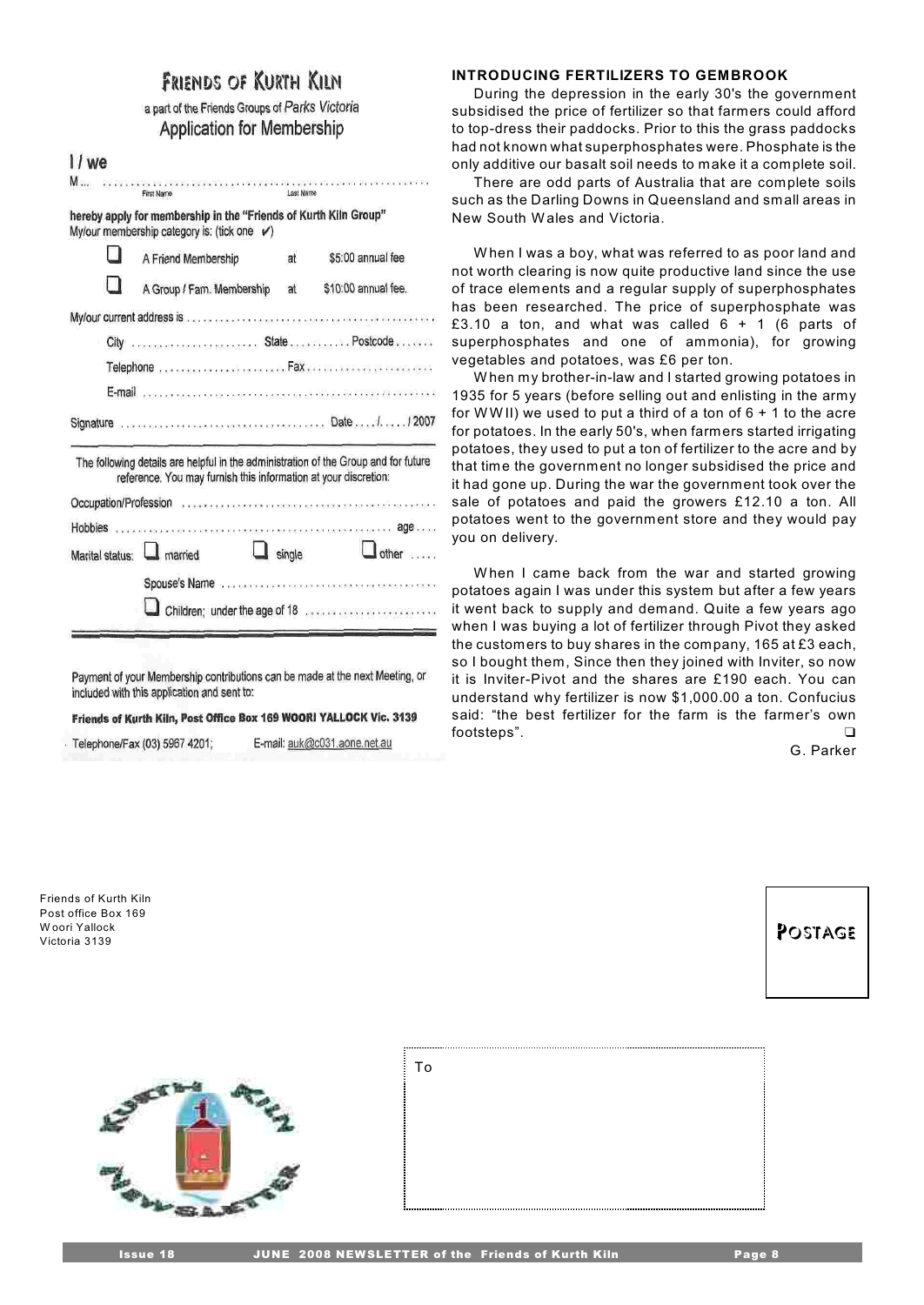# Friends of Kurth Kiln

a part of the Friends Groups of *Parks Victoria*

## Application for Membership

I / we

M... ............................................................
First Name Last Name

**hereby apply for membership in the "Friends of Kurth Kiln Group"**
My/our membership category is: (tick one ✓)

- ❑ A Friend Membership at $5:00 annual fee
- ❑ A Group / Fam. Membership at $10:00 annual fee.

My/our current address is ............................................

City ........................ State ........... Postcode .......

Telephone ...................... Fax .......................

E-mail ...................................................

Signature .................................... Date ..../...../ 2007

The following details are helpful in the administration of the Group and for future reference. You may furnish this information at your discretion:

Occupation/Profession ............................................

Hobbies ................................................ age ....

Marital status: ❑ married ❑ single ❑ other .....

Spouse's Name ......................................

❑ Children; under the age of 18 ........................

Payment of your Membership contributions can be made at the next Meeting, or included with this application and sent to:

**Friends of Kurth Kiln, Post Office Box 169 WOORI YALLOCK Vic. 3139**

Telephone/Fax (03) 5967 4201; E-mail: auk@c031.aone.net.au

### INTRODUCING FERTILIZERS TO GEMBROOK

During the depression in the early 30's the government subsidised the price of fertilizer so that farmers could afford to top-dress their paddocks. Prior to this the grass paddocks had not known what superphosphates were. Phosphate is the only additive our basalt soil needs to make it a complete soil.

There are odd parts of Australia that are complete soils such as the Darling Downs in Queensland and small areas in New South Wales and Victoria.

When I was a boy, what was referred to as poor land and not worth clearing is now quite productive land since the use of trace elements and a regular supply of superphosphates has been researched. The price of superphosphate was £3.10 a ton, and what was called 6 + 1 (6 parts of superphosphates and one of ammonia), for growing vegetables and potatoes, was £6 per ton.

When my brother-in-law and I started growing potatoes in 1935 for 5 years (before selling out and enlisting in the army for WWII) we used to put a third of a ton of 6 + 1 to the acre for potatoes. In the early 50's, when farmers started irrigating potatoes, they used to put a ton of fertilizer to the acre and by that time the government no longer subsidised the price and it had gone up. During the war the government took over the sale of potatoes and paid the growers £12.10 a ton. All potatoes went to the government store and they would pay you on delivery.

When I came back from the war and started growing potatoes again I was under this system but after a few years it went back to supply and demand. Quite a few years ago when I was buying a lot of fertilizer through Pivot they asked the customers to buy shares in the company, 165 at £3 each, so I bought them, Since then they joined with Inviter, so now it is Inviter-Pivot and the shares are £190 each. You can understand why fertilizer is now $1,000.00 a ton. Confucius said: "the best fertilizer for the farm is the farmer's own footsteps". ❑

G. Parker

Friends of Kurth Kiln
Post office Box 169
Woori Yallock
Victoria 3139

POSTAGE

To